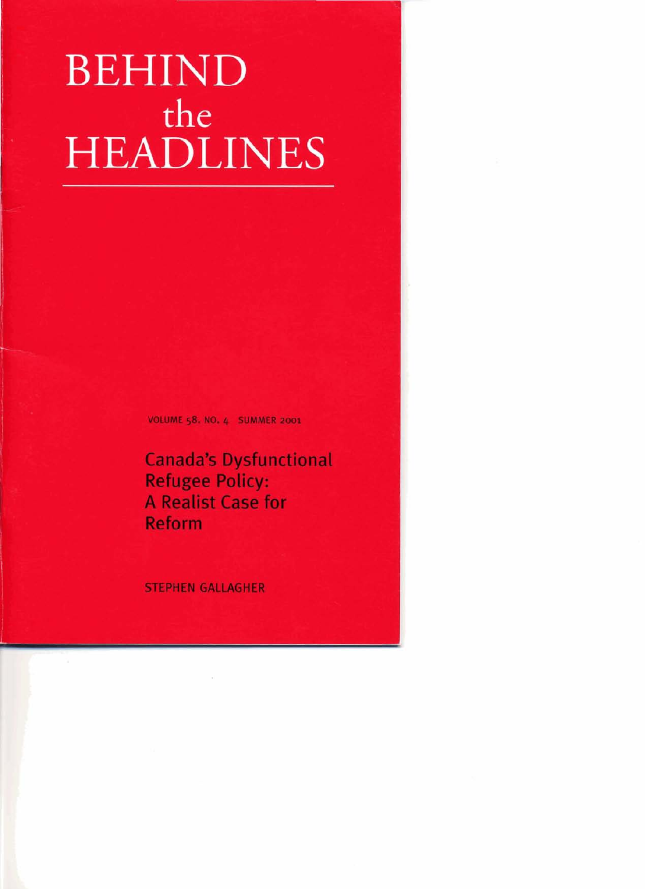# BEHIND the HEADLINES

VOLUME 58, NO. 4 SUMMER 2001

## Canada's Dysfunctional Refugee Policy: A Realist Case for Reform

STEPHEN GALLAGHER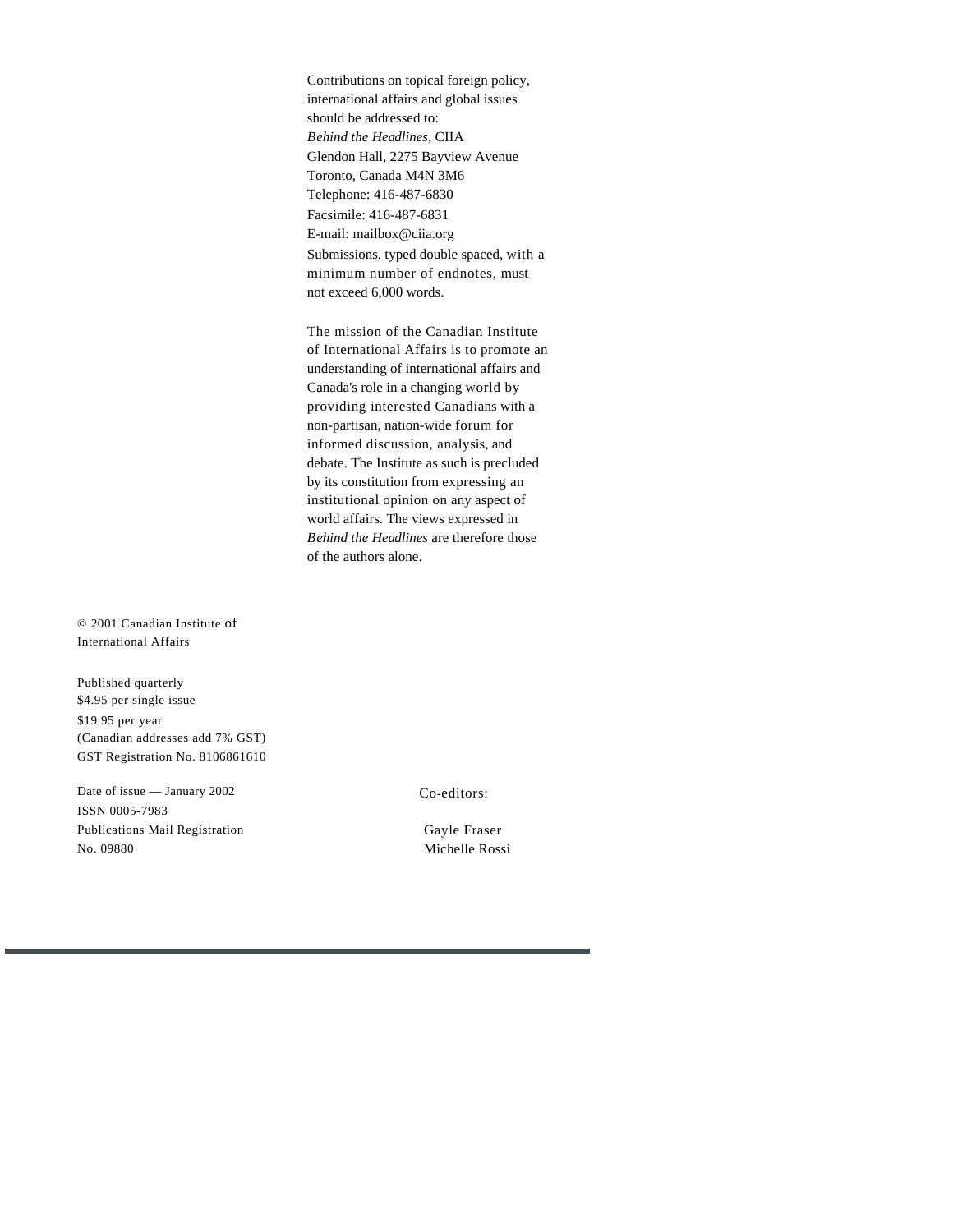Contributions on topical foreign policy, international affairs and global issues should be addressed to:
*Behind the Headlines*, CIIA
Glendon Hall, 2275 Bayview Avenue
Toronto, Canada M4N 3M6
Telephone: 416-487-6830
Facsimile: 416-487-6831
E-mail: mailbox@ciia.org

Submissions, typed double spaced, with a minimum number of endnotes, must not exceed 6,000 words.

The mission of the Canadian Institute of International Affairs is to promote an understanding of international affairs and Canada's role in a changing world by providing interested Canadians with a non-partisan, nation-wide forum for informed discussion, analysis, and debate. The Institute as such is precluded by its constitution from expressing an institutional opinion on any aspect of world affairs. The views expressed in *Behind the Headlines* are therefore those of the authors alone.

© 2001 Canadian Institute of International Affairs

Published quarterly
$4.95 per single issue
$19.95 per year
(Canadian addresses add 7% GST)
GST Registration No. 8106861610

Date of issue — January 2002
ISSN 0005-7983
Publications Mail Registration No. 09880

Co-editors:

Gayle Fraser
Michelle Rossi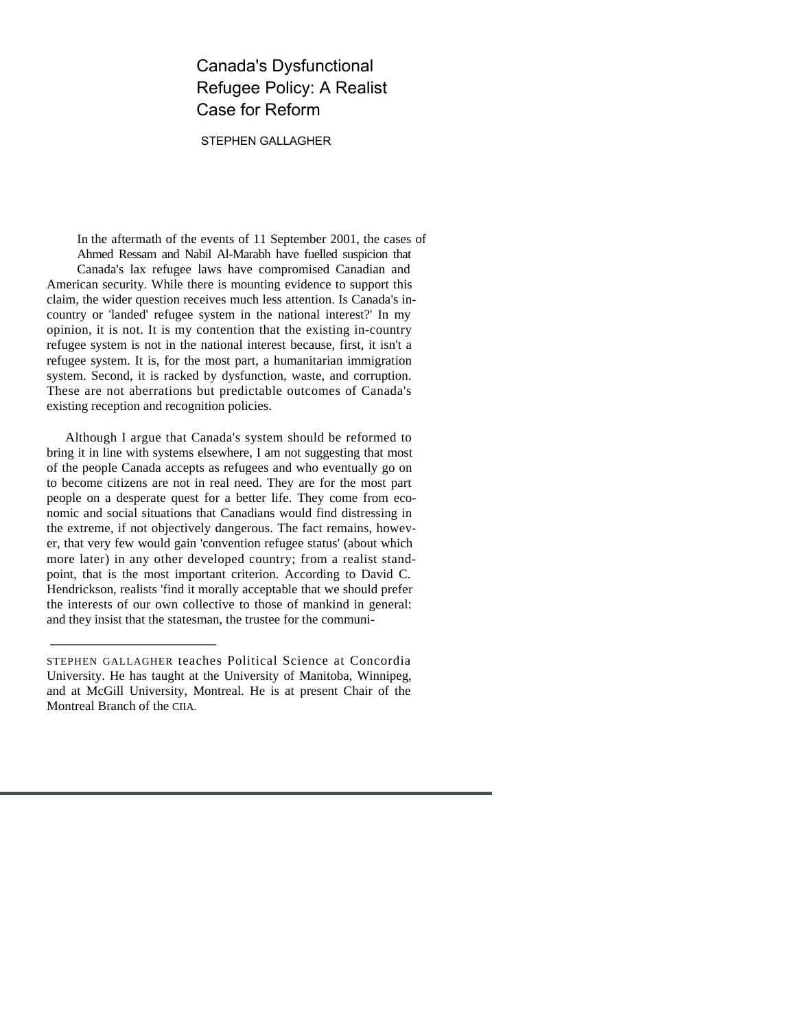# Canada's Dysfunctional Refugee Policy: A Realist Case for Reform

STEPHEN GALLAGHER

In the aftermath of the events of 11 September 2001, the cases of Ahmed Ressam and Nabil Al-Marabh have fuelled suspicion that Canada's lax refugee laws have compromised Canadian and American security. While there is mounting evidence to support this claim, the wider question receives much less attention. Is Canada's in-country or 'landed' refugee system in the national interest?' In my opinion, it is not. It is my contention that the existing in-country refugee system is not in the national interest because, first, it isn't a refugee system. It is, for the most part, a humanitarian immigration system. Second, it is racked by dysfunction, waste, and corruption. These are not aberrations but predictable outcomes of Canada's existing reception and recognition policies.

Although I argue that Canada's system should be reformed to bring it in line with systems elsewhere, I am not suggesting that most of the people Canada accepts as refugees and who eventually go on to become citizens are not in real need. They are for the most part people on a desperate quest for a better life. They come from economic and social situations that Canadians would find distressing in the extreme, if not objectively dangerous. The fact remains, however, that very few would gain 'convention refugee status' (about which more later) in any other developed country; from a realist standpoint, that is the most important criterion. According to David C. Hendrickson, realists 'find it morally acceptable that we should prefer the interests of our own collective to those of mankind in general: and they insist that the statesman, the trustee for the communi-

---

STEPHEN GALLAGHER teaches Political Science at Concordia University. He has taught at the University of Manitoba, Winnipeg, and at McGill University, Montreal. He is at present Chair of the Montreal Branch of the CIIA.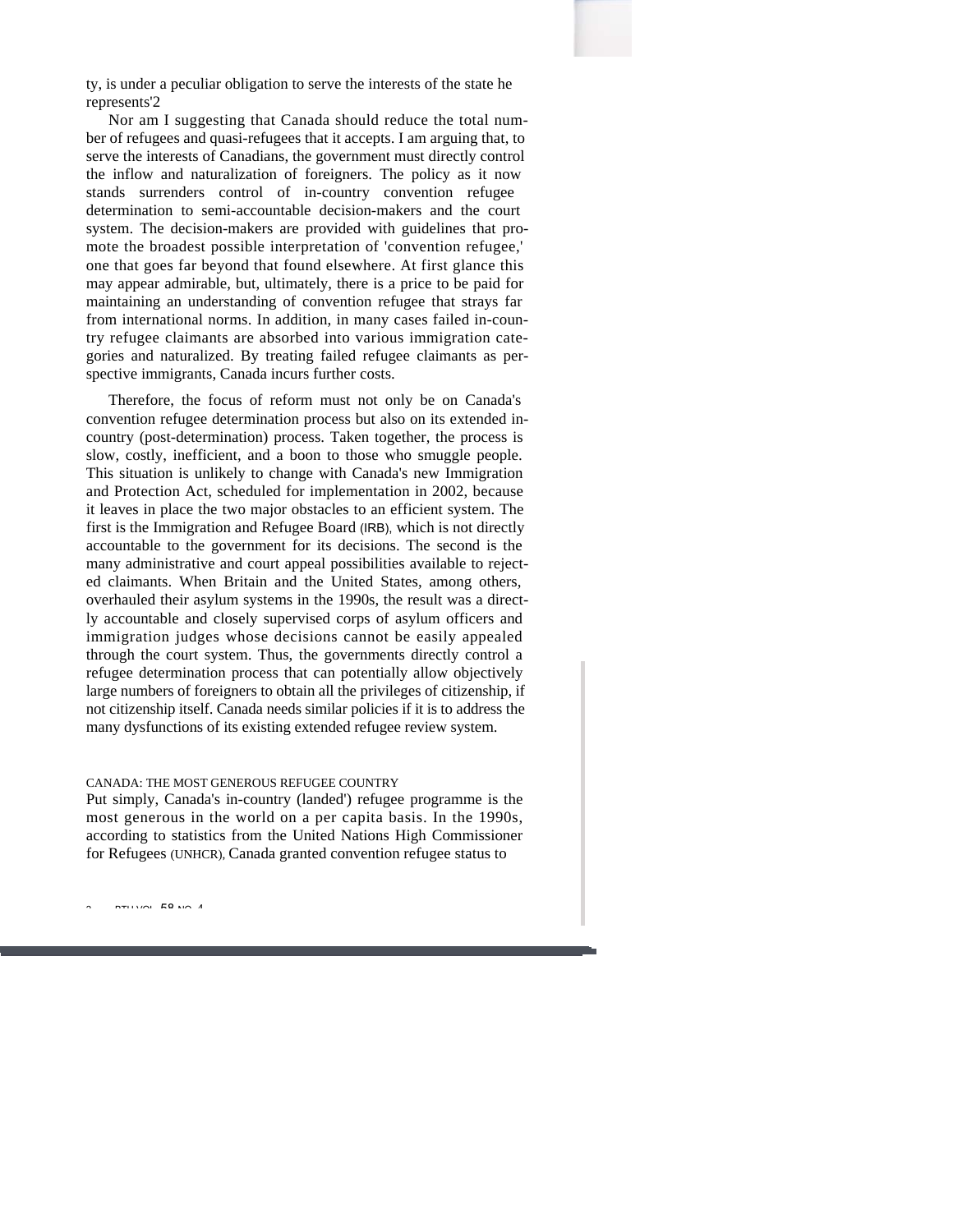ty, is under a peculiar obligation to serve the interests of the state he represents'2

Nor am I suggesting that Canada should reduce the total number of refugees and quasi-refugees that it accepts. I am arguing that, to serve the interests of Canadians, the government must directly control the inflow and naturalization of foreigners. The policy as it now stands surrenders control of in-country convention refugee determination to semi-accountable decision-makers and the court system. The decision-makers are provided with guidelines that promote the broadest possible interpretation of 'convention refugee,' one that goes far beyond that found elsewhere. At first glance this may appear admirable, but, ultimately, there is a price to be paid for maintaining an understanding of convention refugee that strays far from international norms. In addition, in many cases failed in-country refugee claimants are absorbed into various immigration categories and naturalized. By treating failed refugee claimants as perspective immigrants, Canada incurs further costs.

Therefore, the focus of reform must not only be on Canada's convention refugee determination process but also on its extended in-country (post-determination) process. Taken together, the process is slow, costly, inefficient, and a boon to those who smuggle people. This situation is unlikely to change with Canada's new Immigration and Protection Act, scheduled for implementation in 2002, because it leaves in place the two major obstacles to an efficient system. The first is the Immigration and Refugee Board (IRB), which is not directly accountable to the government for its decisions. The second is the many administrative and court appeal possibilities available to rejected claimants. When Britain and the United States, among others, overhauled their asylum systems in the 1990s, the result was a directly accountable and closely supervised corps of asylum officers and immigration judges whose decisions cannot be easily appealed through the court system. Thus, the governments directly control a refugee determination process that can potentially allow objectively large numbers of foreigners to obtain all the privileges of citizenship, if not citizenship itself. Canada needs similar policies if it is to address the many dysfunctions of its existing extended refugee review system.

## CANADA: THE MOST GENEROUS REFUGEE COUNTRY

Put simply, Canada's in-country (landed') refugee programme is the most generous in the world on a per capita basis. In the 1990s, according to statistics from the United Nations High Commissioner for Refugees (UNHCR), Canada granted convention refugee status to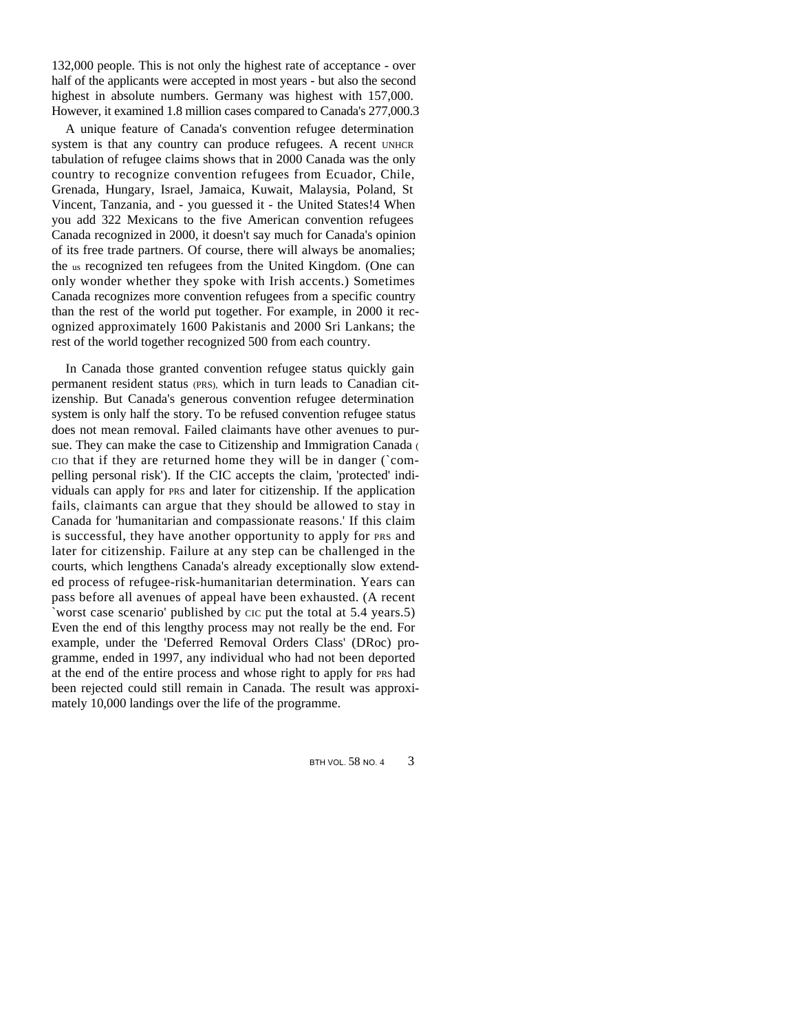132,000 people. This is not only the highest rate of acceptance - over half of the applicants were accepted in most years - but also the second highest in absolute numbers. Germany was highest with 157,000. However, it examined 1.8 million cases compared to Canada's 277,000.[3]

A unique feature of Canada's convention refugee determination system is that any country can produce refugees. A recent UNHCR tabulation of refugee claims shows that in 2000 Canada was the only country to recognize convention refugees from Ecuador, Chile, Grenada, Hungary, Israel, Jamaica, Kuwait, Malaysia, Poland, St Vincent, Tanzania, and - you guessed it - the United States![4] When you add 322 Mexicans to the five American convention refugees Canada recognized in 2000, it doesn't say much for Canada's opinion of its free trade partners. Of course, there will always be anomalies; the US recognized ten refugees from the United Kingdom. (One can only wonder whether they spoke with Irish accents.) Sometimes Canada recognizes more convention refugees from a specific country than the rest of the world put together. For example, in 2000 it recognized approximately 1600 Pakistanis and 2000 Sri Lankans; the rest of the world together recognized 500 from each country.

In Canada those granted convention refugee status quickly gain permanent resident status (PRS), which in turn leads to Canadian citizenship. But Canada's generous convention refugee determination system is only half the story. To be refused convention refugee status does not mean removal. Failed claimants have other avenues to pursue. They can make the case to Citizenship and Immigration Canada (CIO that if they are returned home they will be in danger (`compelling personal risk'). If the CIC accepts the claim, 'protected' individuals can apply for PRS and later for citizenship. If the application fails, claimants can argue that they should be allowed to stay in Canada for 'humanitarian and compassionate reasons.' If this claim is successful, they have another opportunity to apply for PRS and later for citizenship. Failure at any step can be challenged in the courts, which lengthens Canada's already exceptionally slow extended process of refugee-risk-humanitarian determination. Years can pass before all avenues of appeal have been exhausted. (A recent `worst case scenario' published by CIC put the total at 5.4 years.[5]) Even the end of this lengthy process may not really be the end. For example, under the 'Deferred Removal Orders Class' (DRoc) programme, ended in 1997, any individual who had not been deported at the end of the entire process and whose right to apply for PRS had been rejected could still remain in Canada. The result was approximately 10,000 landings over the life of the programme.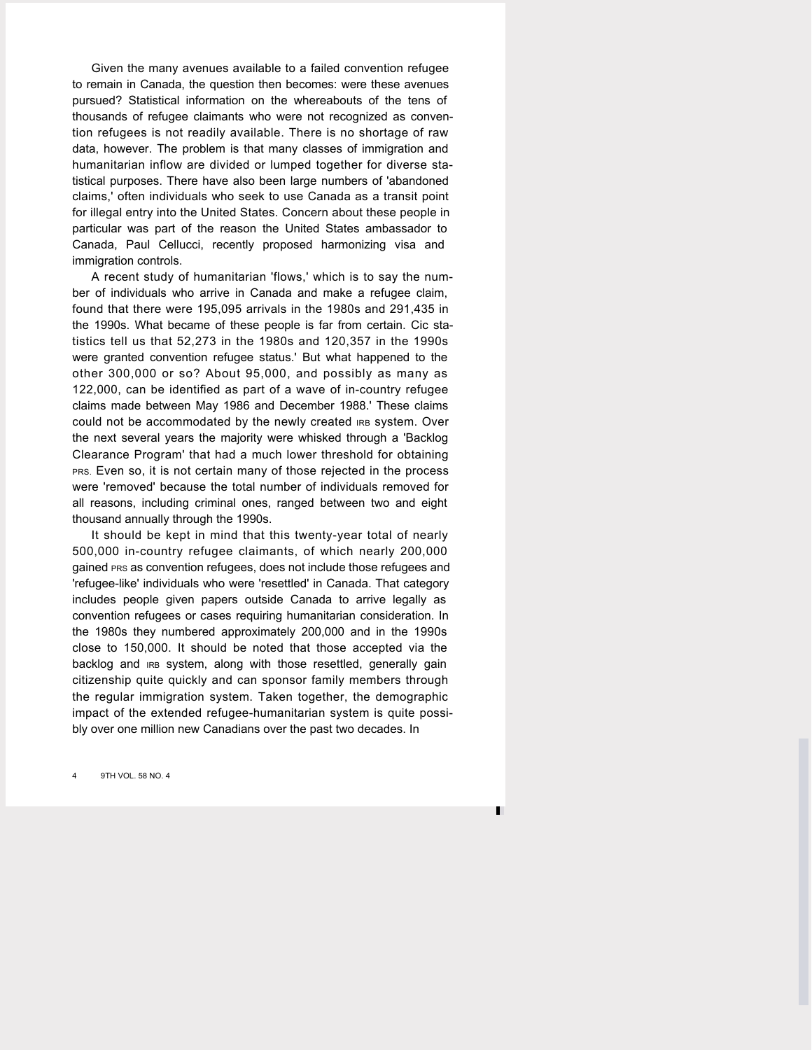Given the many avenues available to a failed convention refugee to remain in Canada, the question then becomes: were these avenues pursued? Statistical information on the whereabouts of the tens of thousands of refugee claimants who were not recognized as convention refugees is not readily available. There is no shortage of raw data, however. The problem is that many classes of immigration and humanitarian inflow are divided or lumped together for diverse statistical purposes. There have also been large numbers of 'abandoned claims,' often individuals who seek to use Canada as a transit point for illegal entry into the United States. Concern about these people in particular was part of the reason the United States ambassador to Canada, Paul Cellucci, recently proposed harmonizing visa and immigration controls.

A recent study of humanitarian 'flows,' which is to say the number of individuals who arrive in Canada and make a refugee claim, found that there were 195,095 arrivals in the 1980s and 291,435 in the 1990s. What became of these people is far from certain. CIC statistics tell us that 52,273 in the 1980s and 120,357 in the 1990s were granted convention refugee status.' But what happened to the other 300,000 or so? About 95,000, and possibly as many as 122,000, can be identified as part of a wave of in-country refugee claims made between May 1986 and December 1988.' These claims could not be accommodated by the newly created IRB system. Over the next several years the majority were whisked through a 'Backlog Clearance Program' that had a much lower threshold for obtaining PRS. Even so, it is not certain many of those rejected in the process were 'removed' because the total number of individuals removed for all reasons, including criminal ones, ranged between two and eight thousand annually through the 1990s.

It should be kept in mind that this twenty-year total of nearly 500,000 in-country refugee claimants, of which nearly 200,000 gained PRS as convention refugees, does not include those refugees and 'refugee-like' individuals who were 'resettled' in Canada. That category includes people given papers outside Canada to arrive legally as convention refugees or cases requiring humanitarian consideration. In the 1980s they numbered approximately 200,000 and in the 1990s close to 150,000. It should be noted that those accepted via the backlog and IRB system, along with those resettled, generally gain citizenship quite quickly and can sponsor family members through the regular immigration system. Taken together, the demographic impact of the extended refugee-humanitarian system is quite possibly over one million new Canadians over the past two decades. In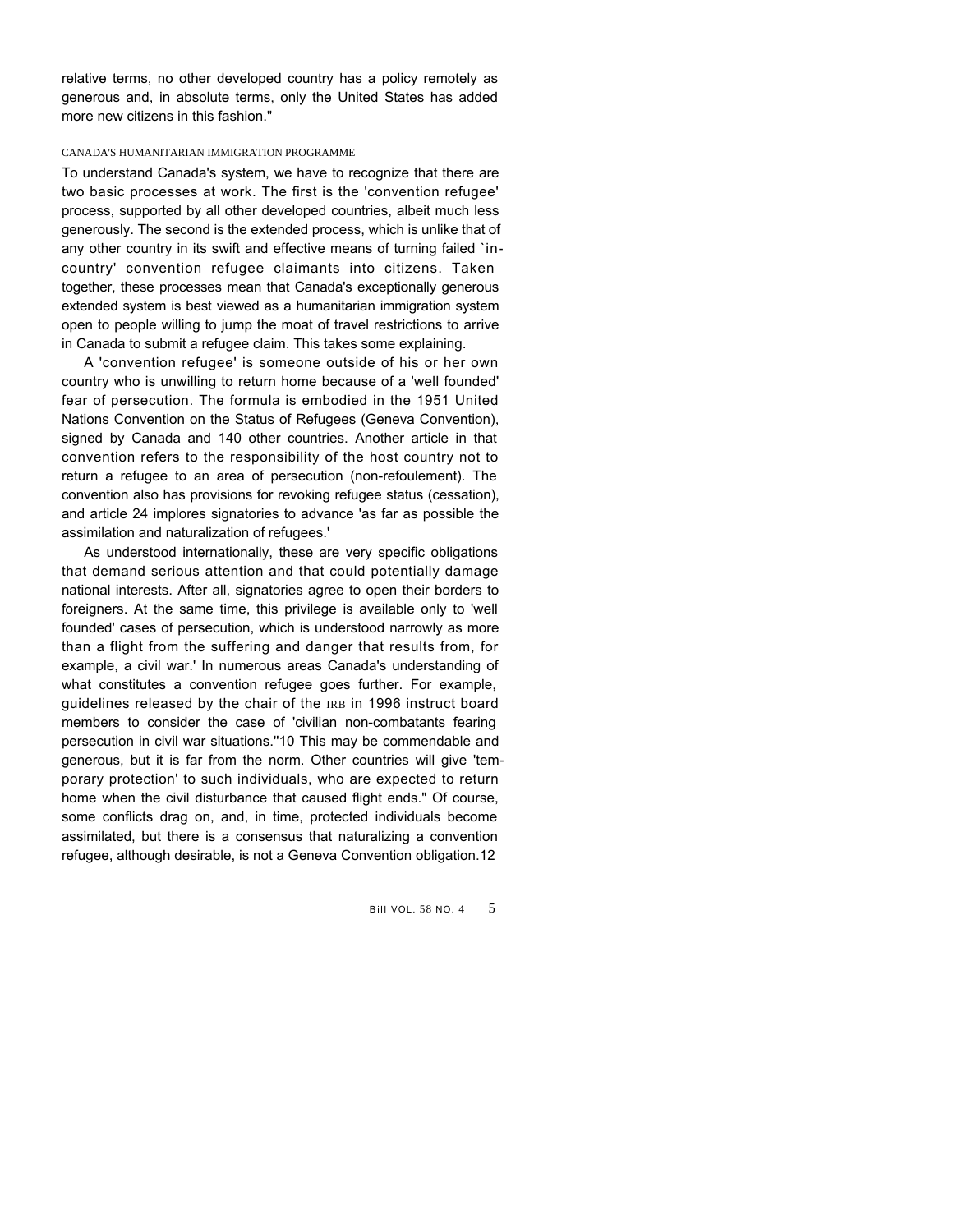relative terms, no other developed country has a policy remotely as generous and, in absolute terms, only the United States has added more new citizens in this fashion."

## CANADA'S HUMANITARIAN IMMIGRATION PROGRAMME

To understand Canada's system, we have to recognize that there are two basic processes at work. The first is the 'convention refugee' process, supported by all other developed countries, albeit much less generously. The second is the extended process, which is unlike that of any other country in its swift and effective means of turning failed `in-country' convention refugee claimants into citizens. Taken together, these processes mean that Canada's exceptionally generous extended system is best viewed as a humanitarian immigration system open to people willing to jump the moat of travel restrictions to arrive in Canada to submit a refugee claim. This takes some explaining.

A 'convention refugee' is someone outside of his or her own country who is unwilling to return home because of a 'well founded' fear of persecution. The formula is embodied in the 1951 United Nations Convention on the Status of Refugees (Geneva Convention), signed by Canada and 140 other countries. Another article in that convention refers to the responsibility of the host country not to return a refugee to an area of persecution (non-refoulement). The convention also has provisions for revoking refugee status (cessation), and article 24 implores signatories to advance 'as far as possible the assimilation and naturalization of refugees.'

As understood internationally, these are very specific obligations that demand serious attention and that could potentially damage national interests. After all, signatories agree to open their borders to foreigners. At the same time, this privilege is available only to 'well founded' cases of persecution, which is understood narrowly as more than a flight from the suffering and danger that results from, for example, a civil war.' In numerous areas Canada's understanding of what constitutes a convention refugee goes further. For example, guidelines released by the chair of the IRB in 1996 instruct board members to consider the case of 'civilian non-combatants fearing persecution in civil war situations.'[10] This may be commendable and generous, but it is far from the norm. Other countries will give 'temporary protection' to such individuals, who are expected to return home when the civil disturbance that caused flight ends." Of course, some conflicts drag on, and, in time, protected individuals become assimilated, but there is a consensus that naturalizing a convention refugee, although desirable, is not a Geneva Convention obligation.[12]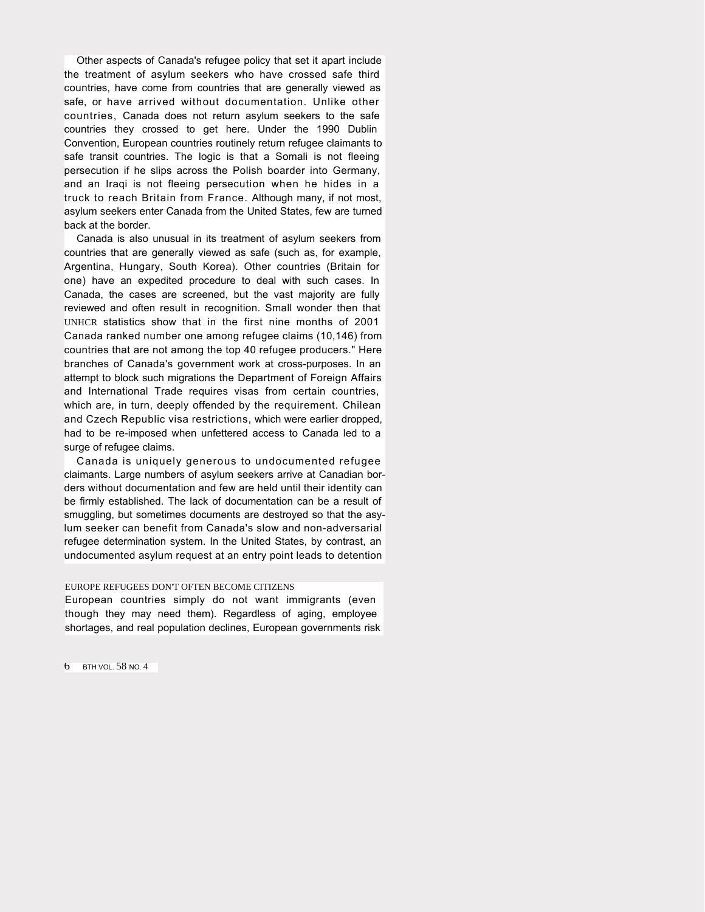Other aspects of Canada's refugee policy that set it apart include the treatment of asylum seekers who have crossed safe third countries, have come from countries that are generally viewed as safe, or have arrived without documentation. Unlike other countries, Canada does not return asylum seekers to the safe countries they crossed to get here. Under the 1990 Dublin Convention, European countries routinely return refugee claimants to safe transit countries. The logic is that a Somali is not fleeing persecution if he slips across the Polish boarder into Germany, and an Iraqi is not fleeing persecution when he hides in a truck to reach Britain from France. Although many, if not most, asylum seekers enter Canada from the United States, few are turned back at the border.

Canada is also unusual in its treatment of asylum seekers from countries that are generally viewed as safe (such as, for example, Argentina, Hungary, South Korea). Other countries (Britain for one) have an expedited procedure to deal with such cases. In Canada, the cases are screened, but the vast majority are fully reviewed and often result in recognition. Small wonder then that UNHCR statistics show that in the first nine months of 2001 Canada ranked number one among refugee claims (10,146) from countries that are not among the top 40 refugee producers." Here branches of Canada's government work at cross-purposes. In an attempt to block such migrations the Department of Foreign Affairs and International Trade requires visas from certain countries, which are, in turn, deeply offended by the requirement. Chilean and Czech Republic visa restrictions, which were earlier dropped, had to be re-imposed when unfettered access to Canada led to a surge of refugee claims.

Canada is uniquely generous to undocumented refugee claimants. Large numbers of asylum seekers arrive at Canadian borders without documentation and few are held until their identity can be firmly established. The lack of documentation can be a result of smuggling, but sometimes documents are destroyed so that the asylum seeker can benefit from Canada's slow and non-adversarial refugee determination system. In the United States, by contrast, an undocumented asylum request at an entry point leads to detention

EUROPE REFUGEES DON'T OFTEN BECOME CITIZENS

European countries simply do not want immigrants (even though they may need them). Regardless of aging, employee shortages, and real population declines, European governments risk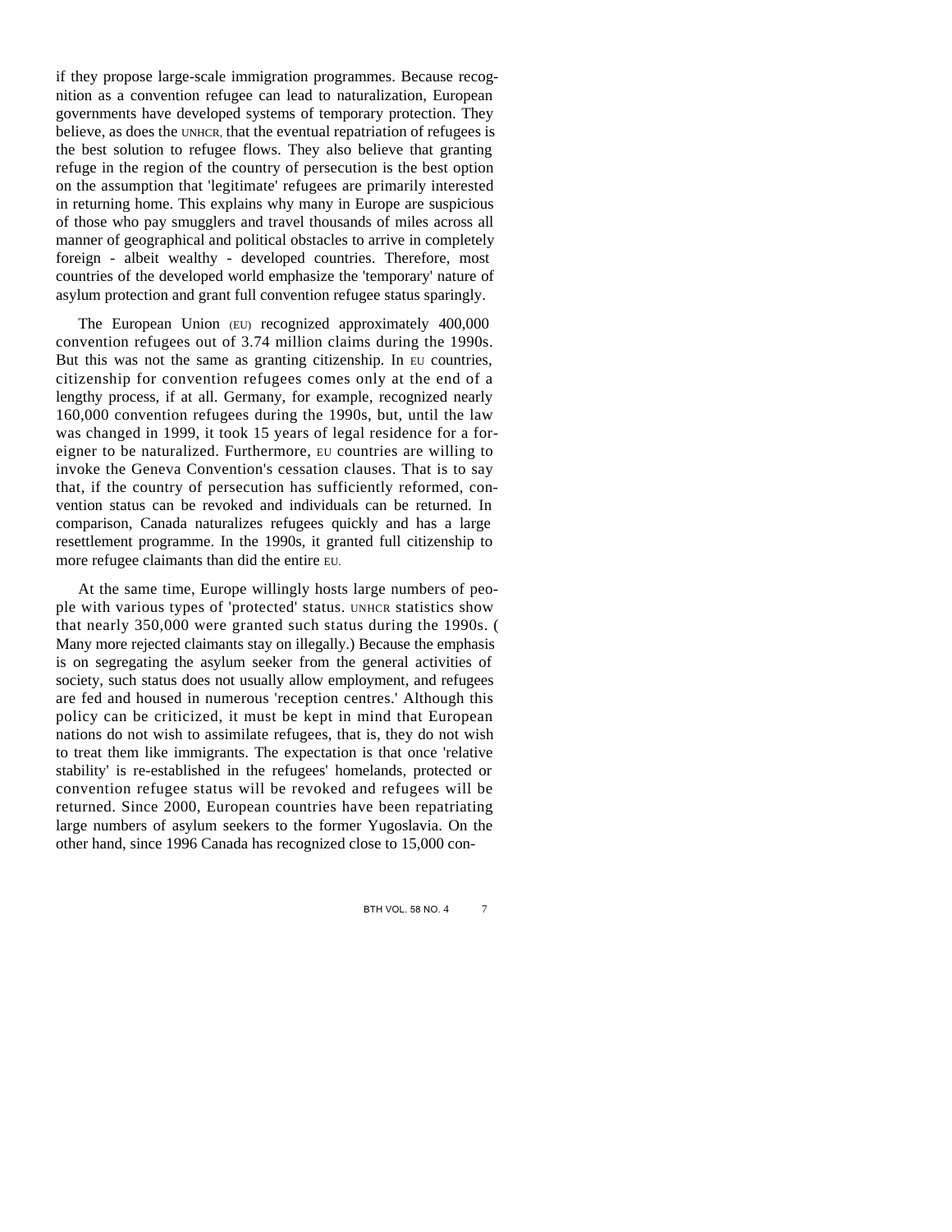if they propose large-scale immigration programmes. Because recognition as a convention refugee can lead to naturalization, European governments have developed systems of temporary protection. They believe, as does the UNHCR, that the eventual repatriation of refugees is the best solution to refugee flows. They also believe that granting refuge in the region of the country of persecution is the best option on the assumption that 'legitimate' refugees are primarily interested in returning home. This explains why many in Europe are suspicious of those who pay smugglers and travel thousands of miles across all manner of geographical and political obstacles to arrive in completely foreign - albeit wealthy - developed countries. Therefore, most countries of the developed world emphasize the 'temporary' nature of asylum protection and grant full convention refugee status sparingly.

The European Union (EU) recognized approximately 400,000 convention refugees out of 3.74 million claims during the 1990s. But this was not the same as granting citizenship. In EU countries, citizenship for convention refugees comes only at the end of a lengthy process, if at all. Germany, for example, recognized nearly 160,000 convention refugees during the 1990s, but, until the law was changed in 1999, it took 15 years of legal residence for a foreigner to be naturalized. Furthermore, EU countries are willing to invoke the Geneva Convention's cessation clauses. That is to say that, if the country of persecution has sufficiently reformed, convention status can be revoked and individuals can be returned. In comparison, Canada naturalizes refugees quickly and has a large resettlement programme. In the 1990s, it granted full citizenship to more refugee claimants than did the entire EU.

At the same time, Europe willingly hosts large numbers of people with various types of 'protected' status. UNHCR statistics show that nearly 350,000 were granted such status during the 1990s. (Many more rejected claimants stay on illegally.) Because the emphasis is on segregating the asylum seeker from the general activities of society, such status does not usually allow employment, and refugees are fed and housed in numerous 'reception centres.' Although this policy can be criticized, it must be kept in mind that European nations do not wish to assimilate refugees, that is, they do not wish to treat them like immigrants. The expectation is that once 'relative stability' is re-established in the refugees' homelands, protected or convention refugee status will be revoked and refugees will be returned. Since 2000, European countries have been repatriating large numbers of asylum seekers to the former Yugoslavia. On the other hand, since 1996 Canada has recognized close to 15,000 con-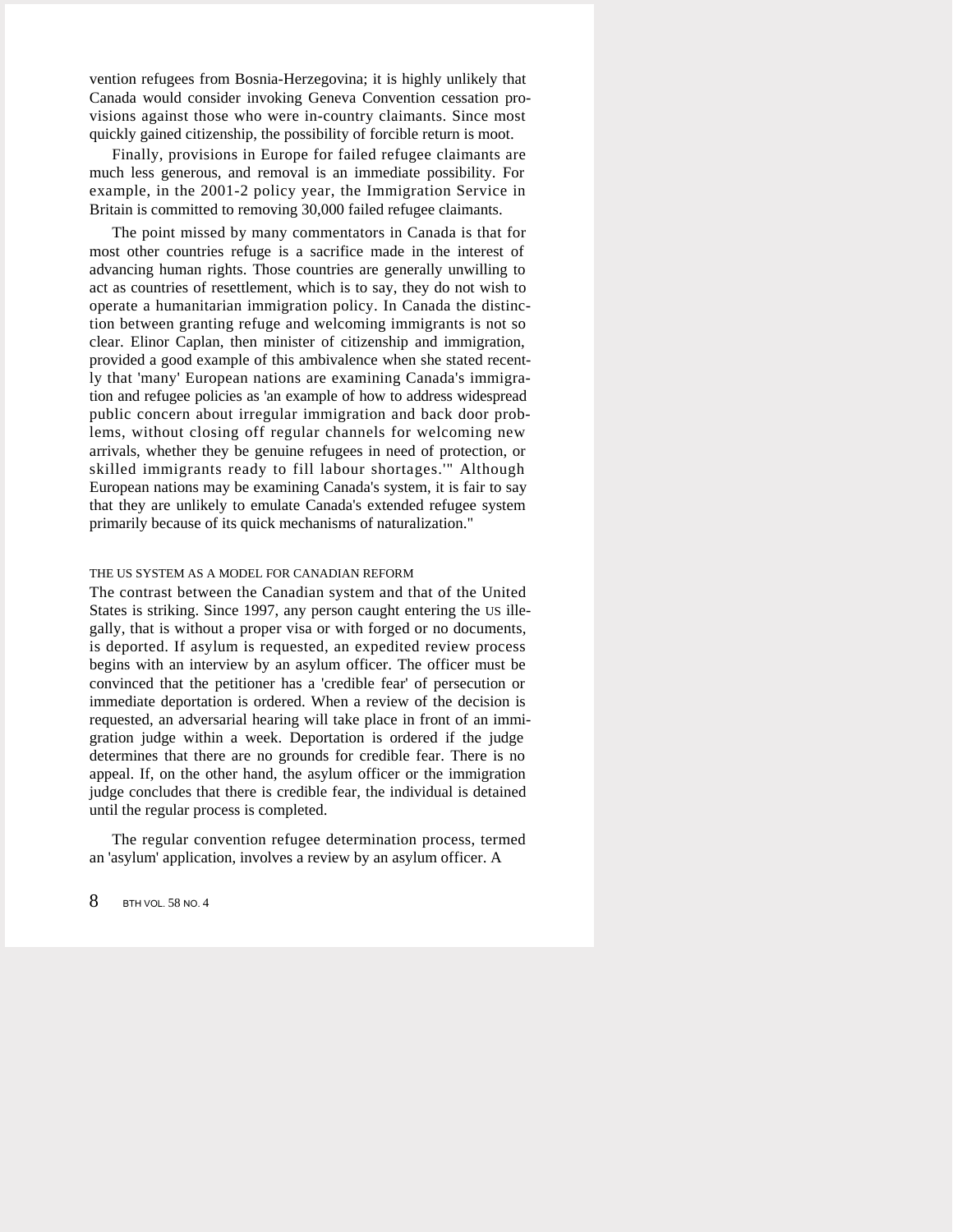vention refugees from Bosnia-Herzegovina; it is highly unlikely that Canada would consider invoking Geneva Convention cessation provisions against those who were in-country claimants. Since most quickly gained citizenship, the possibility of forcible return is moot.

Finally, provisions in Europe for failed refugee claimants are much less generous, and removal is an immediate possibility. For example, in the 2001-2 policy year, the Immigration Service in Britain is committed to removing 30,000 failed refugee claimants.

The point missed by many commentators in Canada is that for most other countries refuge is a sacrifice made in the interest of advancing human rights. Those countries are generally unwilling to act as countries of resettlement, which is to say, they do not wish to operate a humanitarian immigration policy. In Canada the distinction between granting refuge and welcoming immigrants is not so clear. Elinor Caplan, then minister of citizenship and immigration, provided a good example of this ambivalence when she stated recently that 'many' European nations are examining Canada's immigration and refugee policies as 'an example of how to address widespread public concern about irregular immigration and back door problems, without closing off regular channels for welcoming new arrivals, whether they be genuine refugees in need of protection, or skilled immigrants ready to fill labour shortages.'" Although European nations may be examining Canada's system, it is fair to say that they are unlikely to emulate Canada's extended refugee system primarily because of its quick mechanisms of naturalization."

### THE US SYSTEM AS A MODEL FOR CANADIAN REFORM

The contrast between the Canadian system and that of the United States is striking. Since 1997, any person caught entering the US illegally, that is without a proper visa or with forged or no documents, is deported. If asylum is requested, an expedited review process begins with an interview by an asylum officer. The officer must be convinced that the petitioner has a 'credible fear' of persecution or immediate deportation is ordered. When a review of the decision is requested, an adversarial hearing will take place in front of an immigration judge within a week. Deportation is ordered if the judge determines that there are no grounds for credible fear. There is no appeal. If, on the other hand, the asylum officer or the immigration judge concludes that there is credible fear, the individual is detained until the regular process is completed.

The regular convention refugee determination process, termed an 'asylum' application, involves a review by an asylum officer. A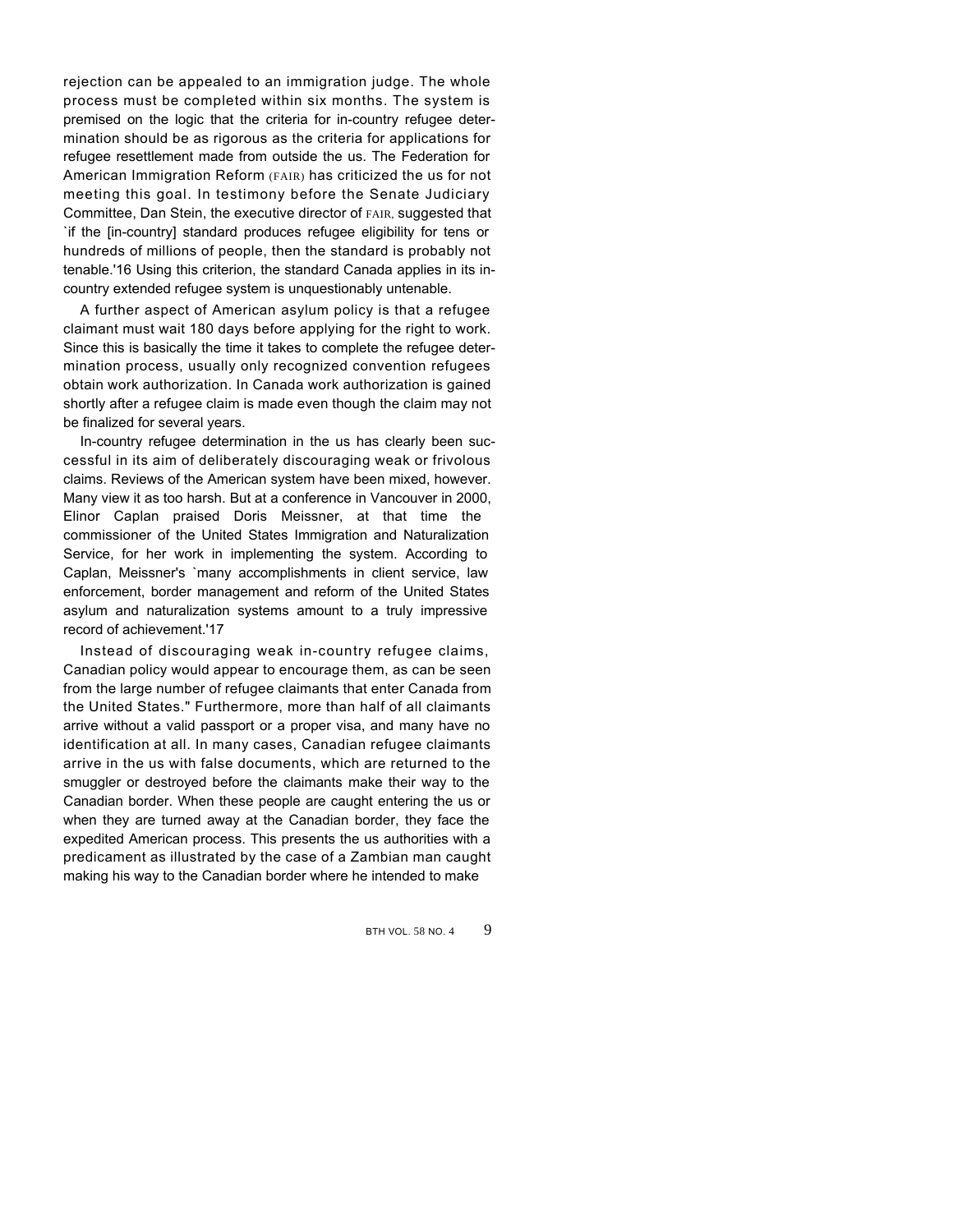rejection can be appealed to an immigration judge. The whole process must be completed within six months. The system is premised on the logic that the criteria for in-country refugee determination should be as rigorous as the criteria for applications for refugee resettlement made from outside the us. The Federation for American Immigration Reform (FAIR) has criticized the us for not meeting this goal. In testimony before the Senate Judiciary Committee, Dan Stein, the executive director of FAIR, suggested that `if the [in-country] standard produces refugee eligibility for tens or hundreds of millions of people, then the standard is probably not tenable.'16 Using this criterion, the standard Canada applies in its in-country extended refugee system is unquestionably untenable.

A further aspect of American asylum policy is that a refugee claimant must wait 180 days before applying for the right to work. Since this is basically the time it takes to complete the refugee determination process, usually only recognized convention refugees obtain work authorization. In Canada work authorization is gained shortly after a refugee claim is made even though the claim may not be finalized for several years.

In-country refugee determination in the us has clearly been successful in its aim of deliberately discouraging weak or frivolous claims. Reviews of the American system have been mixed, however. Many view it as too harsh. But at a conference in Vancouver in 2000, Elinor Caplan praised Doris Meissner, at that time the commissioner of the United States Immigration and Naturalization Service, for her work in implementing the system. According to Caplan, Meissner's `many accomplishments in client service, law enforcement, border management and reform of the United States asylum and naturalization systems amount to a truly impressive record of achievement.'17

Instead of discouraging weak in-country refugee claims, Canadian policy would appear to encourage them, as can be seen from the large number of refugee claimants that enter Canada from the United States." Furthermore, more than half of all claimants arrive without a valid passport or a proper visa, and many have no identification at all. In many cases, Canadian refugee claimants arrive in the us with false documents, which are returned to the smuggler or destroyed before the claimants make their way to the Canadian border. When these people are caught entering the us or when they are turned away at the Canadian border, they face the expedited American process. This presents the us authorities with a predicament as illustrated by the case of a Zambian man caught making his way to the Canadian border where he intended to make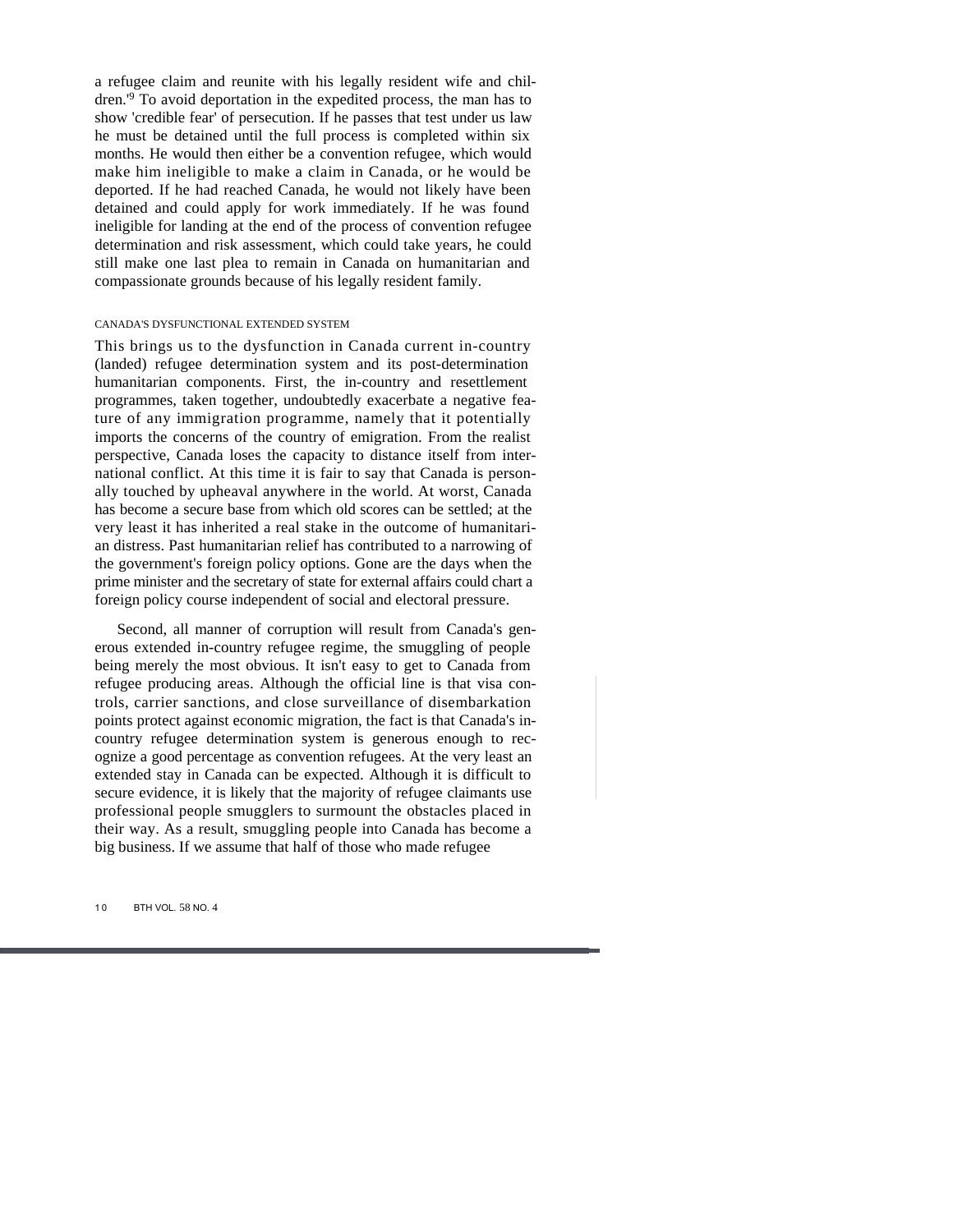a refugee claim and reunite with his legally resident wife and children.[19] To avoid deportation in the expedited process, the man has to show 'credible fear' of persecution. If he passes that test under us law he must be detained until the full process is completed within six months. He would then either be a convention refugee, which would make him ineligible to make a claim in Canada, or he would be deported. If he had reached Canada, he would not likely have been detained and could apply for work immediately. If he was found ineligible for landing at the end of the process of convention refugee determination and risk assessment, which could take years, he could still make one last plea to remain in Canada on humanitarian and compassionate grounds because of his legally resident family.

## CANADA'S DYSFUNCTIONAL EXTENDED SYSTEM

This brings us to the dysfunction in Canada current in-country (landed) refugee determination system and its post-determination humanitarian components. First, the in-country and resettlement programmes, taken together, undoubtedly exacerbate a negative feature of any immigration programme, namely that it potentially imports the concerns of the country of emigration. From the realist perspective, Canada loses the capacity to distance itself from international conflict. At this time it is fair to say that Canada is personally touched by upheaval anywhere in the world. At worst, Canada has become a secure base from which old scores can be settled; at the very least it has inherited a real stake in the outcome of humanitarian distress. Past humanitarian relief has contributed to a narrowing of the government's foreign policy options. Gone are the days when the prime minister and the secretary of state for external affairs could chart a foreign policy course independent of social and electoral pressure.

Second, all manner of corruption will result from Canada's generous extended in-country refugee regime, the smuggling of people being merely the most obvious. It isn't easy to get to Canada from refugee producing areas. Although the official line is that visa controls, carrier sanctions, and close surveillance of disembarkation points protect against economic migration, the fact is that Canada's in-country refugee determination system is generous enough to recognize a good percentage as convention refugees. At the very least an extended stay in Canada can be expected. Although it is difficult to secure evidence, it is likely that the majority of refugee claimants use professional people smugglers to surmount the obstacles placed in their way. As a result, smuggling people into Canada has become a big business. If we assume that half of those who made refugee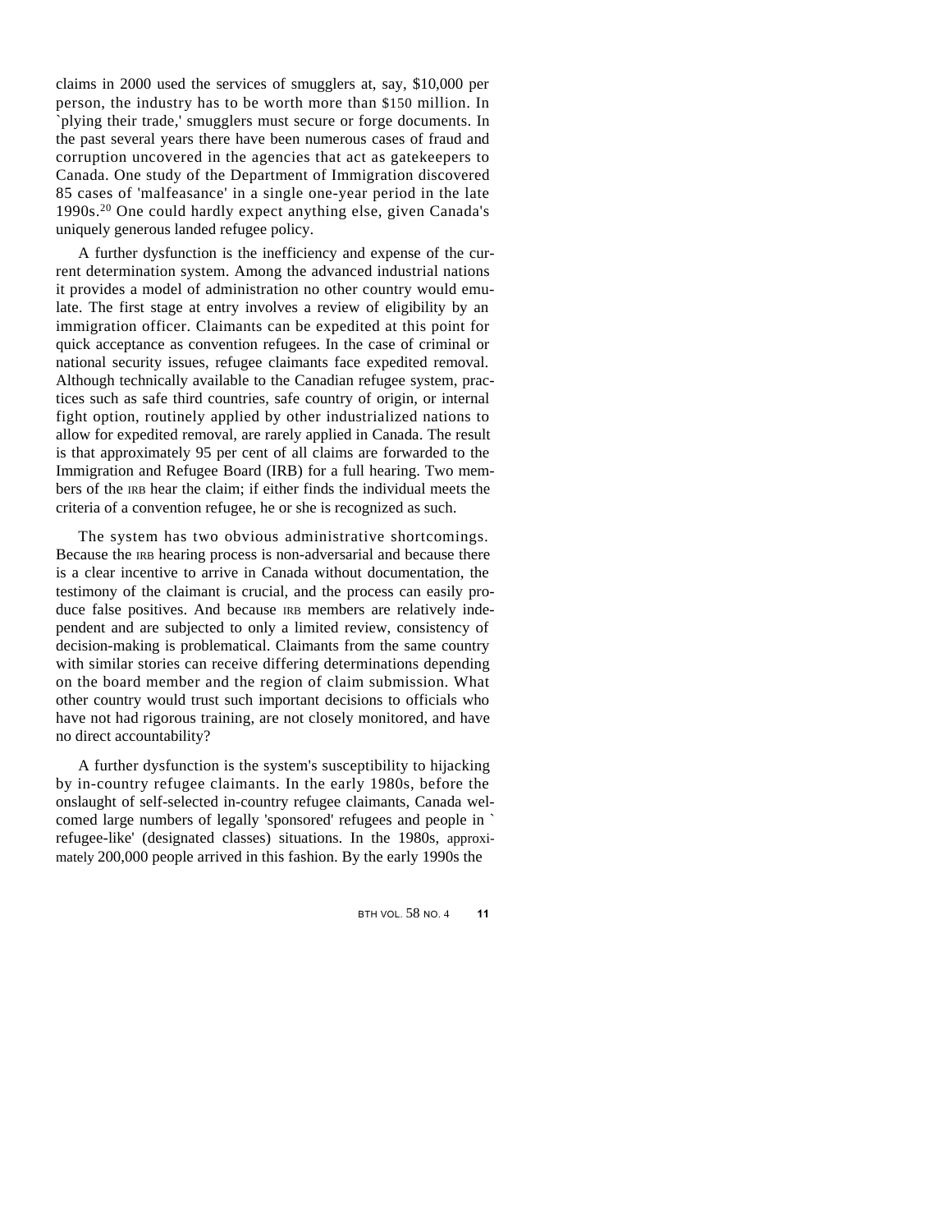claims in 2000 used the services of smugglers at, say, $10,000 per person, the industry has to be worth more than $150 million. In `plying their trade,' smugglers must secure or forge documents. In the past several years there have been numerous cases of fraud and corruption uncovered in the agencies that act as gatekeepers to Canada. One study of the Department of Immigration discovered 85 cases of 'malfeasance' in a single one-year period in the late 1990s.[20] One could hardly expect anything else, given Canada's uniquely generous landed refugee policy.

A further dysfunction is the inefficiency and expense of the current determination system. Among the advanced industrial nations it provides a model of administration no other country would emulate. The first stage at entry involves a review of eligibility by an immigration officer. Claimants can be expedited at this point for quick acceptance as convention refugees. In the case of criminal or national security issues, refugee claimants face expedited removal. Although technically available to the Canadian refugee system, practices such as safe third countries, safe country of origin, or internal fight option, routinely applied by other industrialized nations to allow for expedited removal, are rarely applied in Canada. The result is that approximately 95 per cent of all claims are forwarded to the Immigration and Refugee Board (IRB) for a full hearing. Two members of the IRB hear the claim; if either finds the individual meets the criteria of a convention refugee, he or she is recognized as such.

The system has two obvious administrative shortcomings. Because the IRB hearing process is non-adversarial and because there is a clear incentive to arrive in Canada without documentation, the testimony of the claimant is crucial, and the process can easily produce false positives. And because IRB members are relatively independent and are subjected to only a limited review, consistency of decision-making is problematical. Claimants from the same country with similar stories can receive differing determinations depending on the board member and the region of claim submission. What other country would trust such important decisions to officials who have not had rigorous training, are not closely monitored, and have no direct accountability?

A further dysfunction is the system's susceptibility to hijacking by in-country refugee claimants. In the early 1980s, before the onslaught of self-selected in-country refugee claimants, Canada welcomed large numbers of legally 'sponsored' refugees and people in `refugee-like' (designated classes) situations. In the 1980s, approximately 200,000 people arrived in this fashion. By the early 1990s the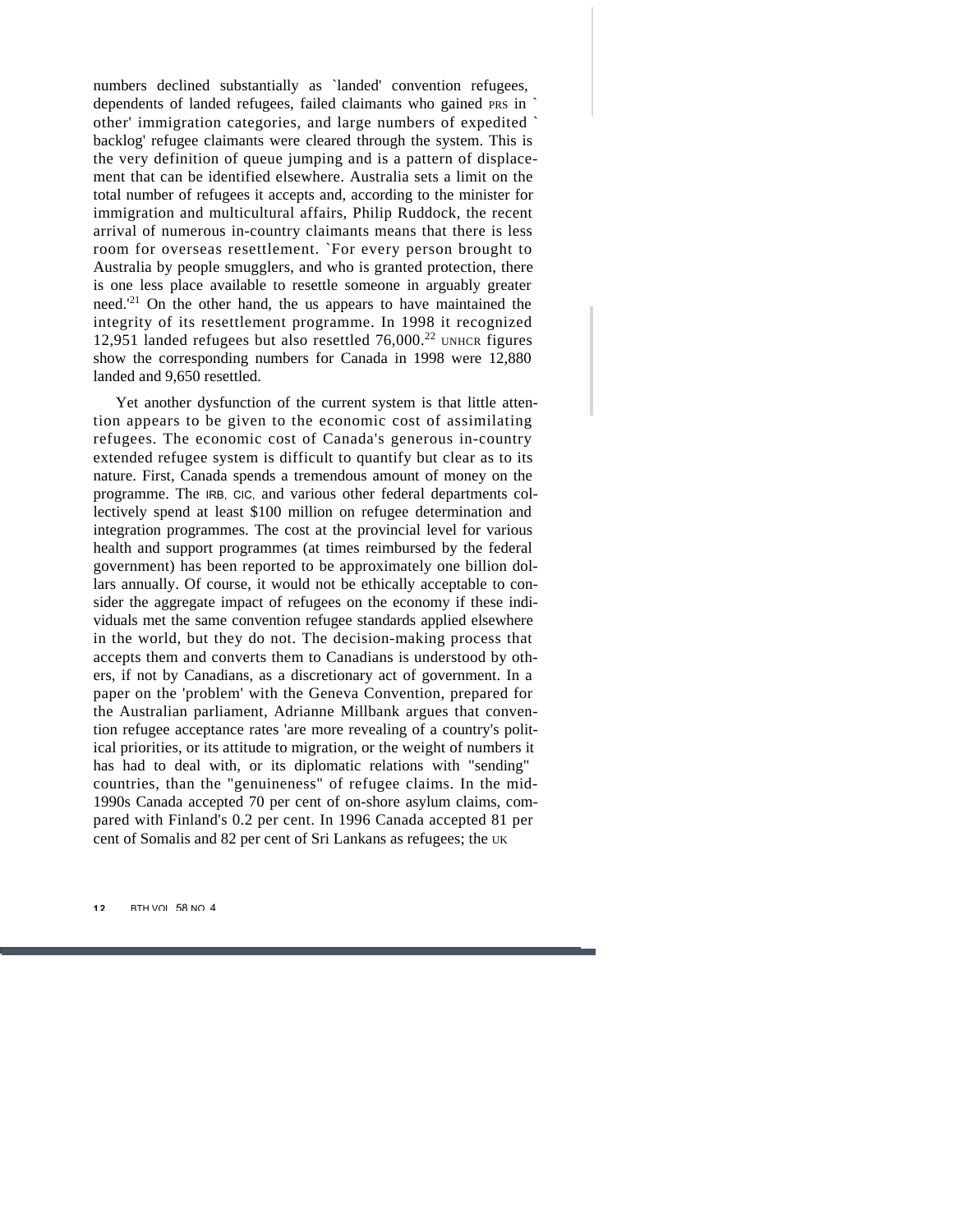numbers declined substantially as `landed' convention refugees, dependents of landed refugees, failed claimants who gained PRS in `other' immigration categories, and large numbers of expedited `backlog' refugee claimants were cleared through the system. This is the very definition of queue jumping and is a pattern of displacement that can be identified elsewhere. Australia sets a limit on the total number of refugees it accepts and, according to the minister for immigration and multicultural affairs, Philip Ruddock, the recent arrival of numerous in-country claimants means that there is less room for overseas resettlement. `For every person brought to Australia by people smugglers, and who is granted protection, there is one less place available to resettle someone in arguably greater need.'[21] On the other hand, the US appears to have maintained the integrity of its resettlement programme. In 1998 it recognized 12,951 landed refugees but also resettled 76,000.[22] UNHCR figures show the corresponding numbers for Canada in 1998 were 12,880 landed and 9,650 resettled.

Yet another dysfunction of the current system is that little attention appears to be given to the economic cost of assimilating refugees. The economic cost of Canada's generous in-country extended refugee system is difficult to quantify but clear as to its nature. First, Canada spends a tremendous amount of money on the programme. The IRB, CIC, and various other federal departments collectively spend at least $100 million on refugee determination and integration programmes. The cost at the provincial level for various health and support programmes (at times reimbursed by the federal government) has been reported to be approximately one billion dollars annually. Of course, it would not be ethically acceptable to consider the aggregate impact of refugees on the economy if these individuals met the same convention refugee standards applied elsewhere in the world, but they do not. The decision-making process that accepts them and converts them to Canadians is understood by others, if not by Canadians, as a discretionary act of government. In a paper on the 'problem' with the Geneva Convention, prepared for the Australian parliament, Adrianne Millbank argues that convention refugee acceptance rates 'are more revealing of a country's political priorities, or its attitude to migration, or the weight of numbers it has had to deal with, or its diplomatic relations with "sending" countries, than the "genuineness" of refugee claims. In the mid-1990s Canada accepted 70 per cent of on-shore asylum claims, compared with Finland's 0.2 per cent. In 1996 Canada accepted 81 per cent of Somalis and 82 per cent of Sri Lankans as refugees; the UK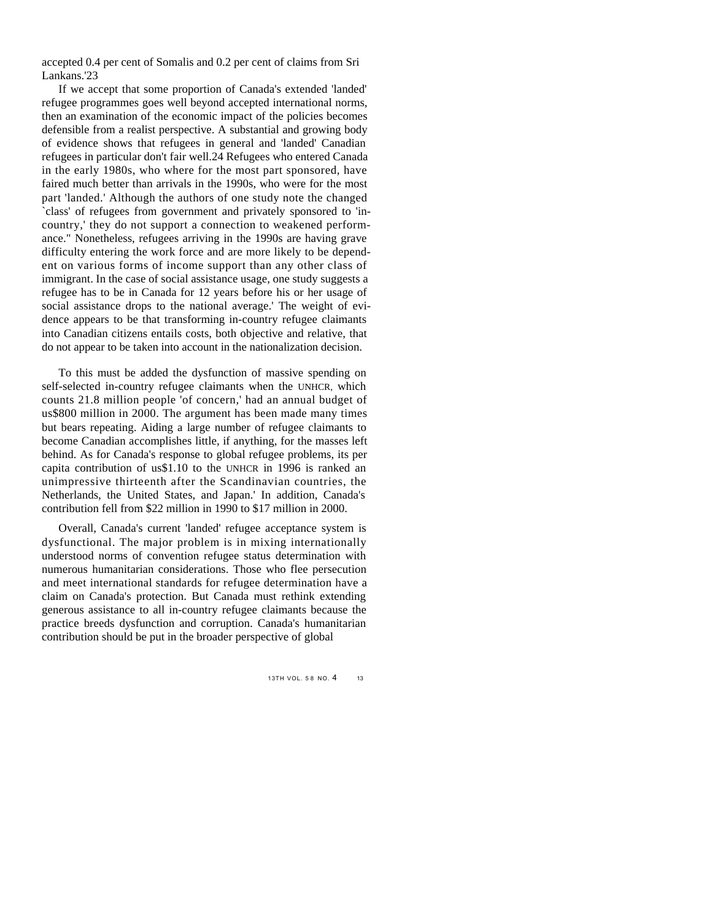accepted 0.4 per cent of Somalis and 0.2 per cent of claims from Sri Lankans.'23

If we accept that some proportion of Canada's extended 'landed' refugee programmes goes well beyond accepted international norms, then an examination of the economic impact of the policies becomes defensible from a realist perspective. A substantial and growing body of evidence shows that refugees in general and 'landed' Canadian refugees in particular don't fair well.24 Refugees who entered Canada in the early 1980s, who where for the most part sponsored, have faired much better than arrivals in the 1990s, who were for the most part 'landed.' Although the authors of one study note the changed `class' of refugees from government and privately sponsored to 'in-country,' they do not support a connection to weakened performance." Nonetheless, refugees arriving in the 1990s are having grave difficulty entering the work force and are more likely to be dependent on various forms of income support than any other class of immigrant. In the case of social assistance usage, one study suggests a refugee has to be in Canada for 12 years before his or her usage of social assistance drops to the national average.' The weight of evidence appears to be that transforming in-country refugee claimants into Canadian citizens entails costs, both objective and relative, that do not appear to be taken into account in the nationalization decision.

To this must be added the dysfunction of massive spending on self-selected in-country refugee claimants when the UNHCR, which counts 21.8 million people 'of concern,' had an annual budget of us$800 million in 2000. The argument has been made many times but bears repeating. Aiding a large number of refugee claimants to become Canadian accomplishes little, if anything, for the masses left behind. As for Canada's response to global refugee problems, its per capita contribution of us$1.10 to the UNHCR in 1996 is ranked an unimpressive thirteenth after the Scandinavian countries, the Netherlands, the United States, and Japan.' In addition, Canada's contribution fell from $22 million in 1990 to $17 million in 2000.

Overall, Canada's current 'landed' refugee acceptance system is dysfunctional. The major problem is in mixing internationally understood norms of convention refugee status determination with numerous humanitarian considerations. Those who flee persecution and meet international standards for refugee determination have a claim on Canada's protection. But Canada must rethink extending generous assistance to all in-country refugee claimants because the practice breeds dysfunction and corruption. Canada's humanitarian contribution should be put in the broader perspective of global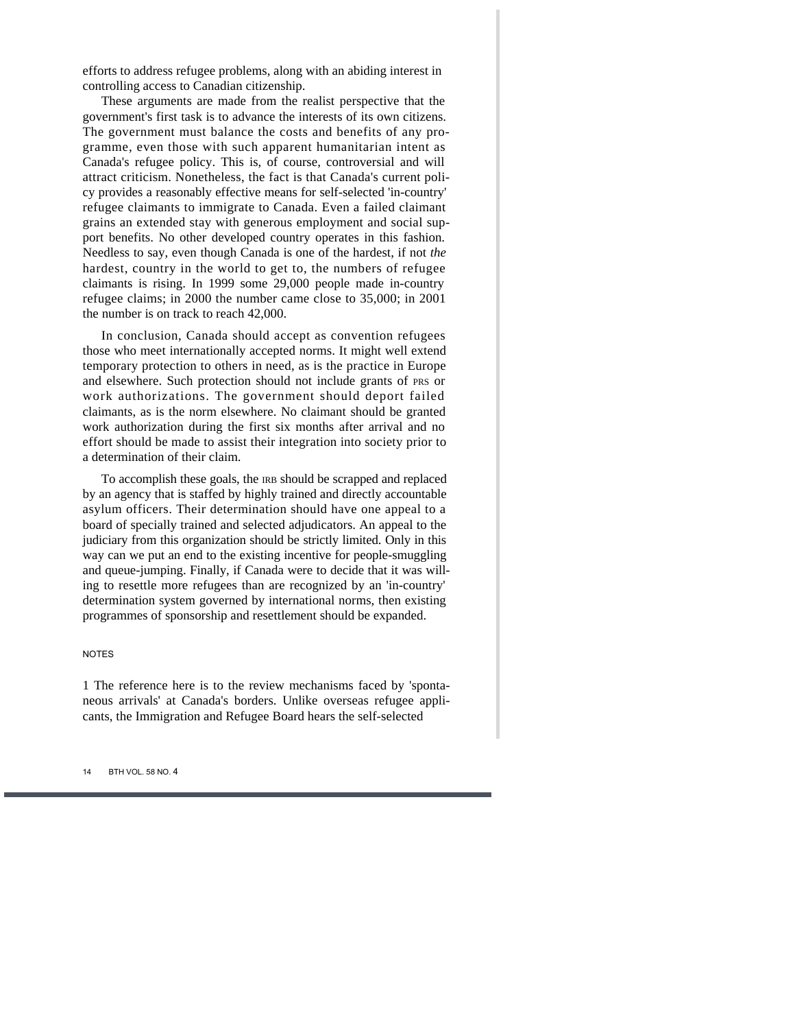efforts to address refugee problems, along with an abiding interest in controlling access to Canadian citizenship.

These arguments are made from the realist perspective that the government's first task is to advance the interests of its own citizens. The government must balance the costs and benefits of any programme, even those with such apparent humanitarian intent as Canada's refugee policy. This is, of course, controversial and will attract criticism. Nonetheless, the fact is that Canada's current policy provides a reasonably effective means for self-selected 'in-country' refugee claimants to immigrate to Canada. Even a failed claimant grains an extended stay with generous employment and social support benefits. No other developed country operates in this fashion. Needless to say, even though Canada is one of the hardest, if not *the* hardest, country in the world to get to, the numbers of refugee claimants is rising. In 1999 some 29,000 people made in-country refugee claims; in 2000 the number came close to 35,000; in 2001 the number is on track to reach 42,000.

In conclusion, Canada should accept as convention refugees those who meet internationally accepted norms. It might well extend temporary protection to others in need, as is the practice in Europe and elsewhere. Such protection should not include grants of PRS or work authorizations. The government should deport failed claimants, as is the norm elsewhere. No claimant should be granted work authorization during the first six months after arrival and no effort should be made to assist their integration into society prior to a determination of their claim.

To accomplish these goals, the IRB should be scrapped and replaced by an agency that is staffed by highly trained and directly accountable asylum officers. Their determination should have one appeal to a board of specially trained and selected adjudicators. An appeal to the judiciary from this organization should be strictly limited. Only in this way can we put an end to the existing incentive for people-smuggling and queue-jumping. Finally, if Canada were to decide that it was willing to resettle more refugees than are recognized by an 'in-country' determination system governed by international norms, then existing programmes of sponsorship and resettlement should be expanded.

## NOTES

1 The reference here is to the review mechanisms faced by 'spontaneous arrivals' at Canada's borders. Unlike overseas refugee applicants, the Immigration and Refugee Board hears the self-selected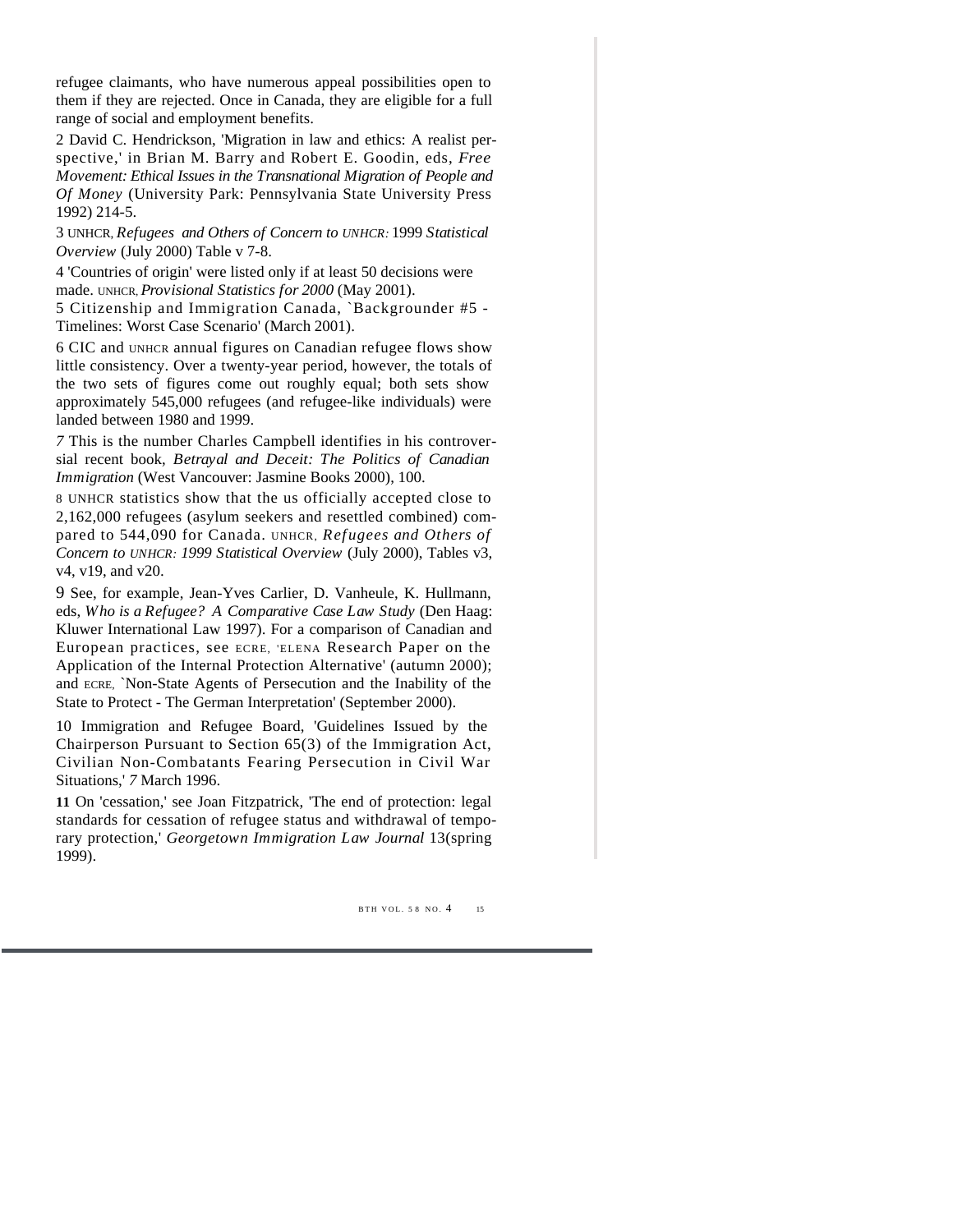refugee claimants, who have numerous appeal possibilities open to them if they are rejected. Once in Canada, they are eligible for a full range of social and employment benefits.

2 David C. Hendrickson, 'Migration in law and ethics: A realist perspective,' in Brian M. Barry and Robert E. Goodin, eds, *Free Movement: Ethical Issues in the Transnational Migration of People and Of Money* (University Park: Pennsylvania State University Press 1992) 214-5.

3 UNHCR, *Refugees and Others of Concern to UNHCR:* 1999 *Statistical Overview* (July 2000) Table v 7-8.

4 'Countries of origin' were listed only if at least 50 decisions were made. UNHCR, *Provisional Statistics for 2000* (May 2001).

5 Citizenship and Immigration Canada, `Backgrounder #5 - Timelines: Worst Case Scenario' (March 2001).

6 CIC and UNHCR annual figures on Canadian refugee flows show little consistency. Over a twenty-year period, however, the totals of the two sets of figures come out roughly equal; both sets show approximately 545,000 refugees (and refugee-like individuals) were landed between 1980 and 1999.

7 This is the number Charles Campbell identifies in his controversial recent book, *Betrayal and Deceit: The Politics of Canadian Immigration* (West Vancouver: Jasmine Books 2000), 100.

8 UNHCR statistics show that the us officially accepted close to 2,162,000 refugees (asylum seekers and resettled combined) compared to 544,090 for Canada. UNHCR, *Refugees and Others of Concern to UNHCR: 1999 Statistical Overview* (July 2000), Tables v3, v4, v19, and v20.

9 See, for example, Jean-Yves Carlier, D. Vanheule, K. Hullmann, eds, *Who is a Refugee? A Comparative Case Law Study* (Den Haag: Kluwer International Law 1997). For a comparison of Canadian and European practices, see ECRE, 'ELENA Research Paper on the Application of the Internal Protection Alternative' (autumn 2000); and ECRE, `Non-State Agents of Persecution and the Inability of the State to Protect - The German Interpretation' (September 2000).

10 Immigration and Refugee Board, 'Guidelines Issued by the Chairperson Pursuant to Section 65(3) of the Immigration Act, Civilian Non-Combatants Fearing Persecution in Civil War Situations,' 7 March 1996.

11 On 'cessation,' see Joan Fitzpatrick, 'The end of protection: legal standards for cessation of refugee status and withdrawal of temporary protection,' *Georgetown Immigration Law Journal* 13(spring 1999).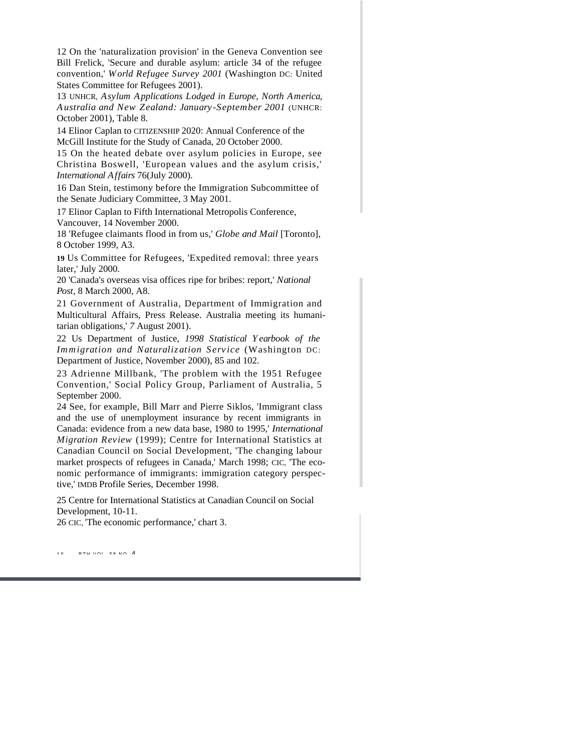12 On the 'naturalization provision' in the Geneva Convention see Bill Frelick, 'Secure and durable asylum: article 34 of the refugee convention,' *World Refugee Survey 2001* (Washington DC: United States Committee for Refugees 2001).

13 UNHCR, *Asylum Applications Lodged in Europe, North America, Australia and New Zealand: January-September 2001* (UNHCR: October 2001), Table 8.

14 Elinor Caplan to CITIZENSHIP 2020: Annual Conference of the McGill Institute for the Study of Canada, 20 October 2000.

15 On the heated debate over asylum policies in Europe, see Christina Boswell, 'European values and the asylum crisis,' *International Affairs* 76(July 2000).

16 Dan Stein, testimony before the Immigration Subcommittee of the Senate Judiciary Committee, 3 May 2001.

17 Elinor Caplan to Fifth International Metropolis Conference, Vancouver, 14 November 2000.

18 'Refugee claimants flood in from us,' *Globe and Mail* [Toronto], 8 October 1999, A3.

19 Us Committee for Refugees, 'Expedited removal: three years later,' July 2000.

20 'Canada's overseas visa offices ripe for bribes: report,' *National Post*, 8 March 2000, A8.

21 Government of Australia, Department of Immigration and Multicultural Affairs, Press Release. Australia meeting its humanitarian obligations,' 7 August 2001).

22 Us Department of Justice, *1998 Statistical Yearbook of the Immigration and Naturalization Service* (Washington DC: Department of Justice, November 2000), 85 and 102.

23 Adrienne Millbank, 'The problem with the 1951 Refugee Convention,' Social Policy Group, Parliament of Australia, 5 September 2000.

24 See, for example, Bill Marr and Pierre Siklos, 'Immigrant class and the use of unemployment insurance by recent immigrants in Canada: evidence from a new data base, 1980 to 1995,' *International Migration Review* (1999); Centre for International Statistics at Canadian Council on Social Development, 'The changing labour market prospects of refugees in Canada,' March 1998; CIC, 'The economic performance of immigrants: immigration category perspective,' IMDB Profile Series, December 1998.

25 Centre for International Statistics at Canadian Council on Social Development, 10-11.

26 CIC, 'The economic performance,' chart 3.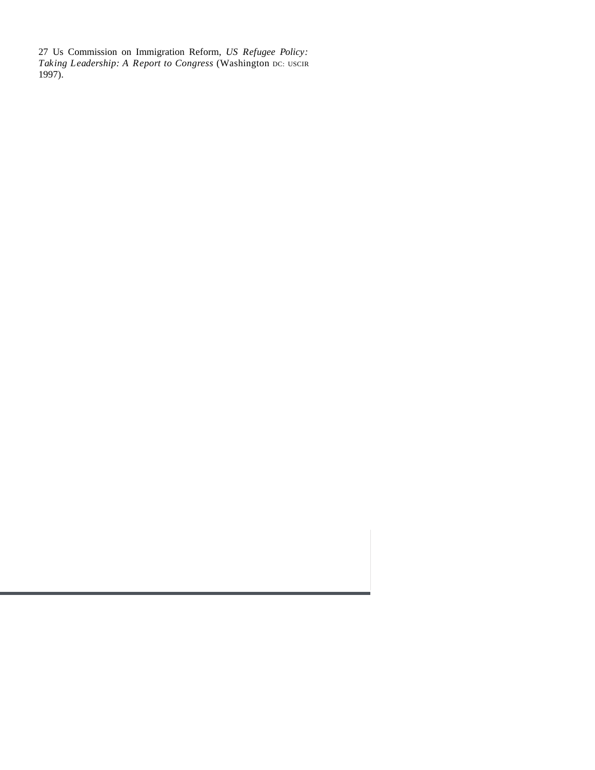27 Us Commission on Immigration Reform, *US Refugee Policy: Taking Leadership: A Report to Congress* (Washington DC: USCIR 1997).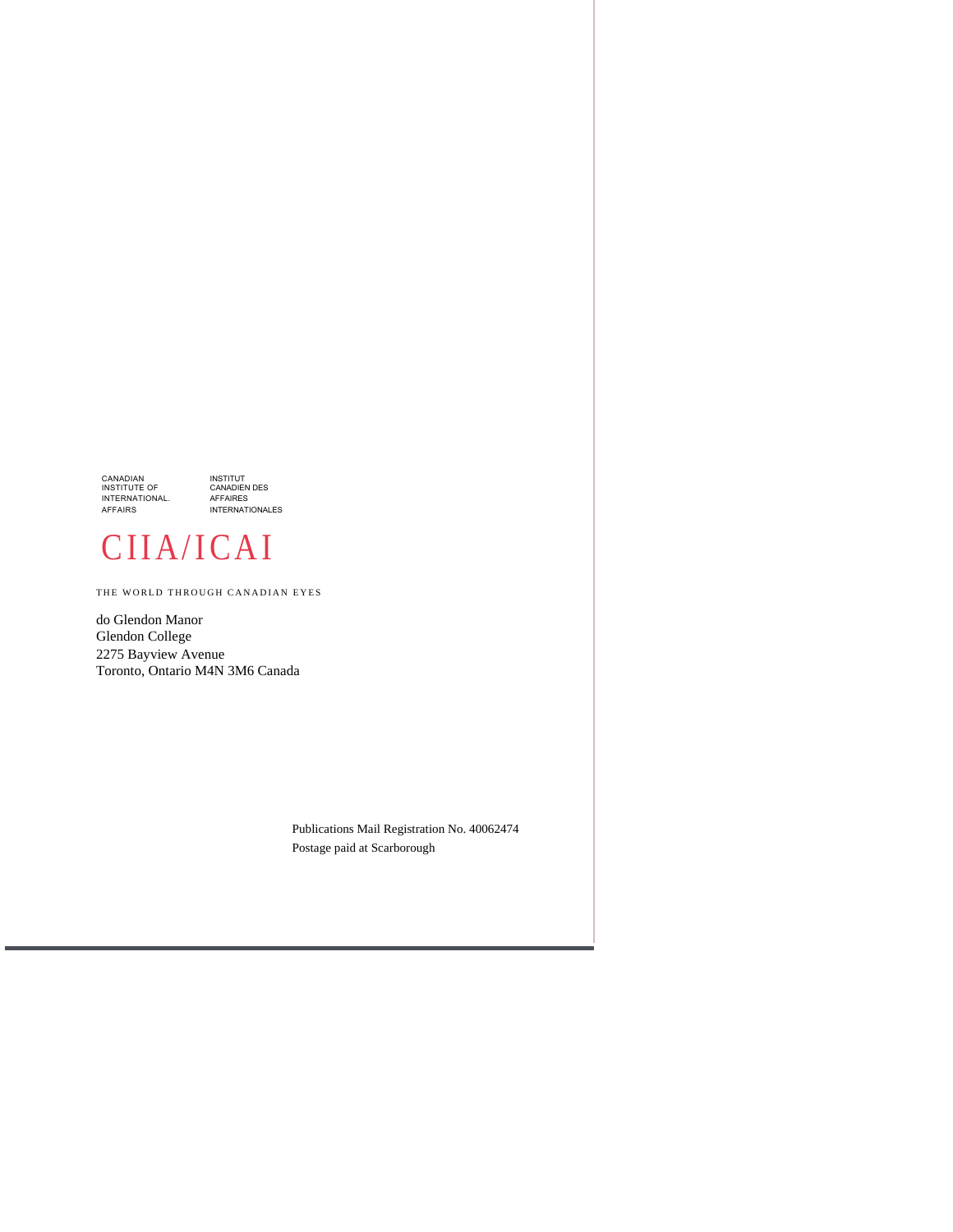CANADIAN INSTITUTE OF INTERNATIONAL. AFFAIRS

INSTITUT CANADIEN DES AFFAIRES INTERNATIONALES

CIIA/ICAI

THE WORLD THROUGH CANADIAN EYES

do Glendon Manor
Glendon College
2275 Bayview Avenue
Toronto, Ontario M4N 3M6 Canada

Publications Mail Registration No. 40062474
Postage paid at Scarborough